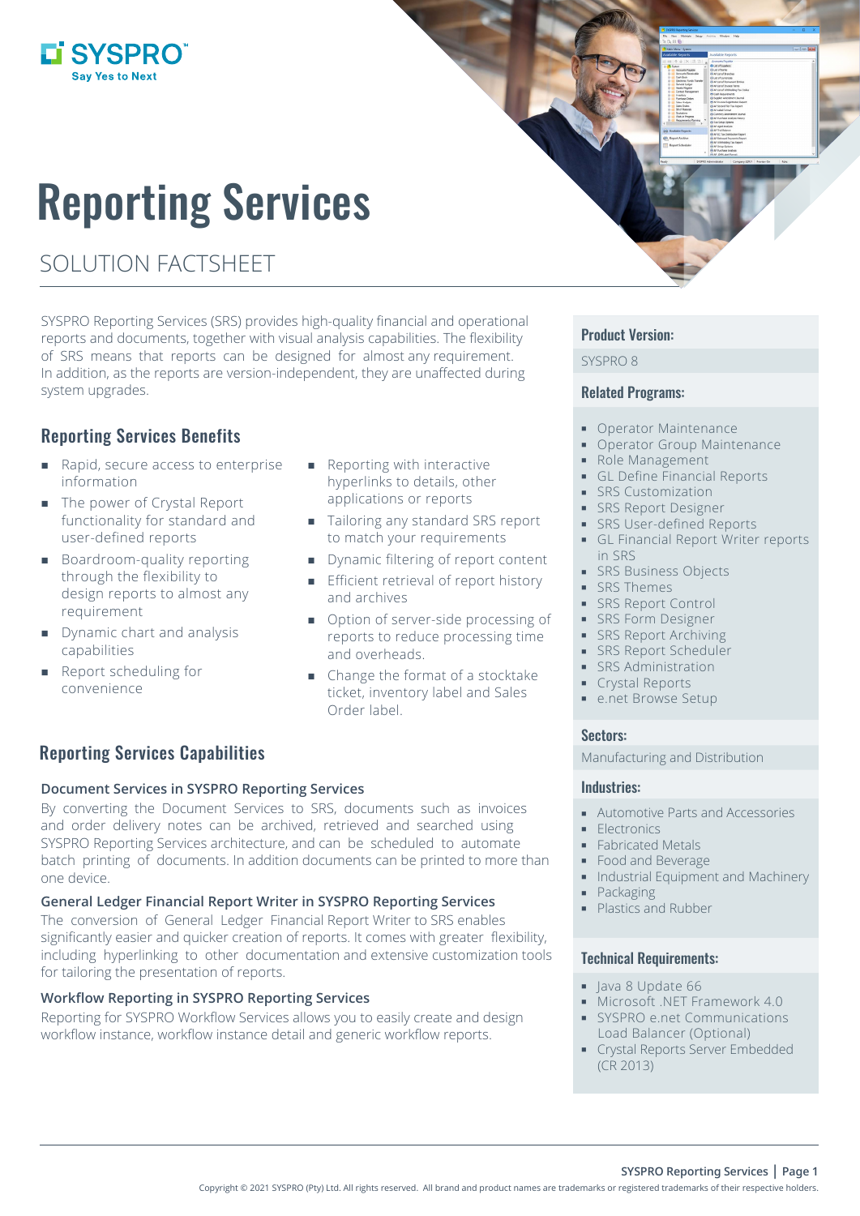SYSPRO
Say Yes to Next

# Reporting Services

SOLUTION FACTSHEET

SYSPRO Reporting Services (SRS) provides high-quality financial and operational reports and documents, together with visual analysis capabilities. The flexibility of SRS means that reports can be designed for almost any requirement. In addition, as the reports are version-independent, they are unaffected during system upgrades.

## Reporting Services Benefits

- Rapid, secure access to enterprise information
- The power of Crystal Report functionality for standard and user-defined reports
- Boardroom-quality reporting through the flexibility to design reports to almost any requirement
- Dynamic chart and analysis capabilities
- Report scheduling for convenience
- Reporting with interactive hyperlinks to details, other applications or reports
- Tailoring any standard SRS report to match your requirements
- Dynamic filtering of report content
- Efficient retrieval of report history and archives
- Option of server-side processing of reports to reduce processing time and overheads.
- Change the format of a stocktake ticket, inventory label and Sales Order label.

## Reporting Services Capabilities

### Document Services in SYSPRO Reporting Services

By converting the Document Services to SRS, documents such as invoices and order delivery notes can be archived, retrieved and searched using SYSPRO Reporting Services architecture, and can be scheduled to automate batch printing of documents. In addition documents can be printed to more than one device.

### General Ledger Financial Report Writer in SYSPRO Reporting Services

The conversion of General Ledger Financial Report Writer to SRS enables significantly easier and quicker creation of reports. It comes with greater flexibility, including hyperlinking to other documentation and extensive customization tools for tailoring the presentation of reports.

### Workflow Reporting in SYSPRO Reporting Services

Reporting for SYSPRO Workflow Services allows you to easily create and design workflow instance, workflow instance detail and generic workflow reports.

## Product Version:

SYSPRO 8

## Related Programs:

- Operator Maintenance
- Operator Group Maintenance
- Role Management
- GL Define Financial Reports
- SRS Customization
- SRS Report Designer
- SRS User-defined Reports
- GL Financial Report Writer reports in SRS
- SRS Business Objects
- SRS Themes
- SRS Report Control
- SRS Form Designer
- SRS Report Archiving
- SRS Report Scheduler
- SRS Administration
- Crystal Reports
- e.net Browse Setup

## Sectors:

Manufacturing and Distribution

## Industries:

- Automotive Parts and Accessories
- Electronics
- Fabricated Metals
- Food and Beverage
- Industrial Equipment and Machinery
- Packaging
- Plastics and Rubber

## Technical Requirements:

- Java 8 Update 66
- Microsoft .NET Framework 4.0
- SYSPRO e.net Communications Load Balancer (Optional)
- Crystal Reports Server Embedded (CR 2013)

Copyright © 2021 SYSPRO (Pty) Ltd. All rights reserved. All brand and product names are trademarks or registered trademarks of their respective holders.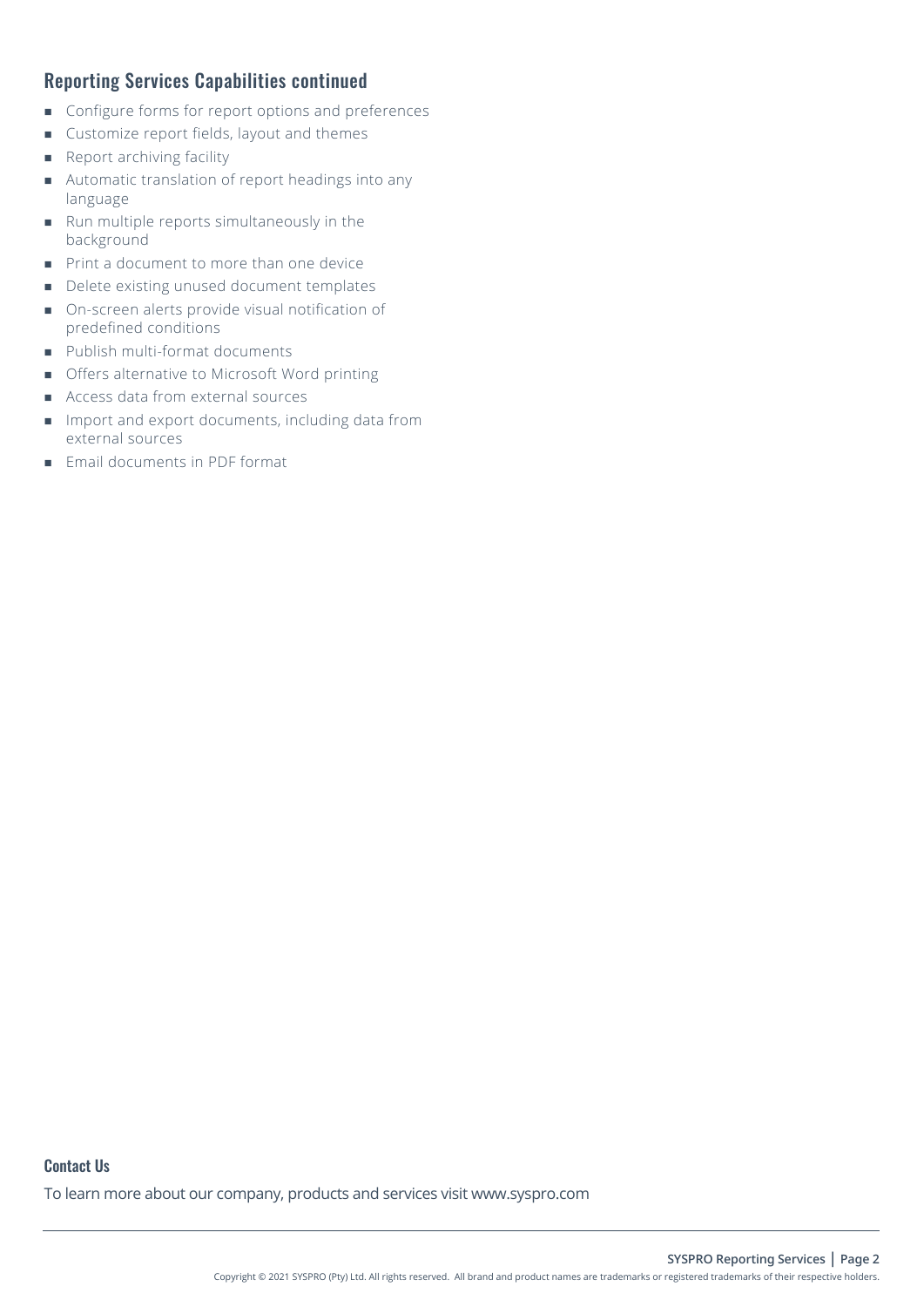## Reporting Services Capabilities continued

- Configure forms for report options and preferences
- Customize report fields, layout and themes
- Report archiving facility
- Automatic translation of report headings into any language
- Run multiple reports simultaneously in the background
- Print a document to more than one device
- Delete existing unused document templates
- On-screen alerts provide visual notification of predefined conditions
- Publish multi-format documents
- Offers alternative to Microsoft Word printing
- Access data from external sources
- Import and export documents, including data from external sources
- Email documents in PDF format

### Contact Us

To learn more about our company, products and services visit www.syspro.com

Copyright © 2021 SYSPRO (Pty) Ltd. All rights reserved. All brand and product names are trademarks or registered trademarks of their respective holders.